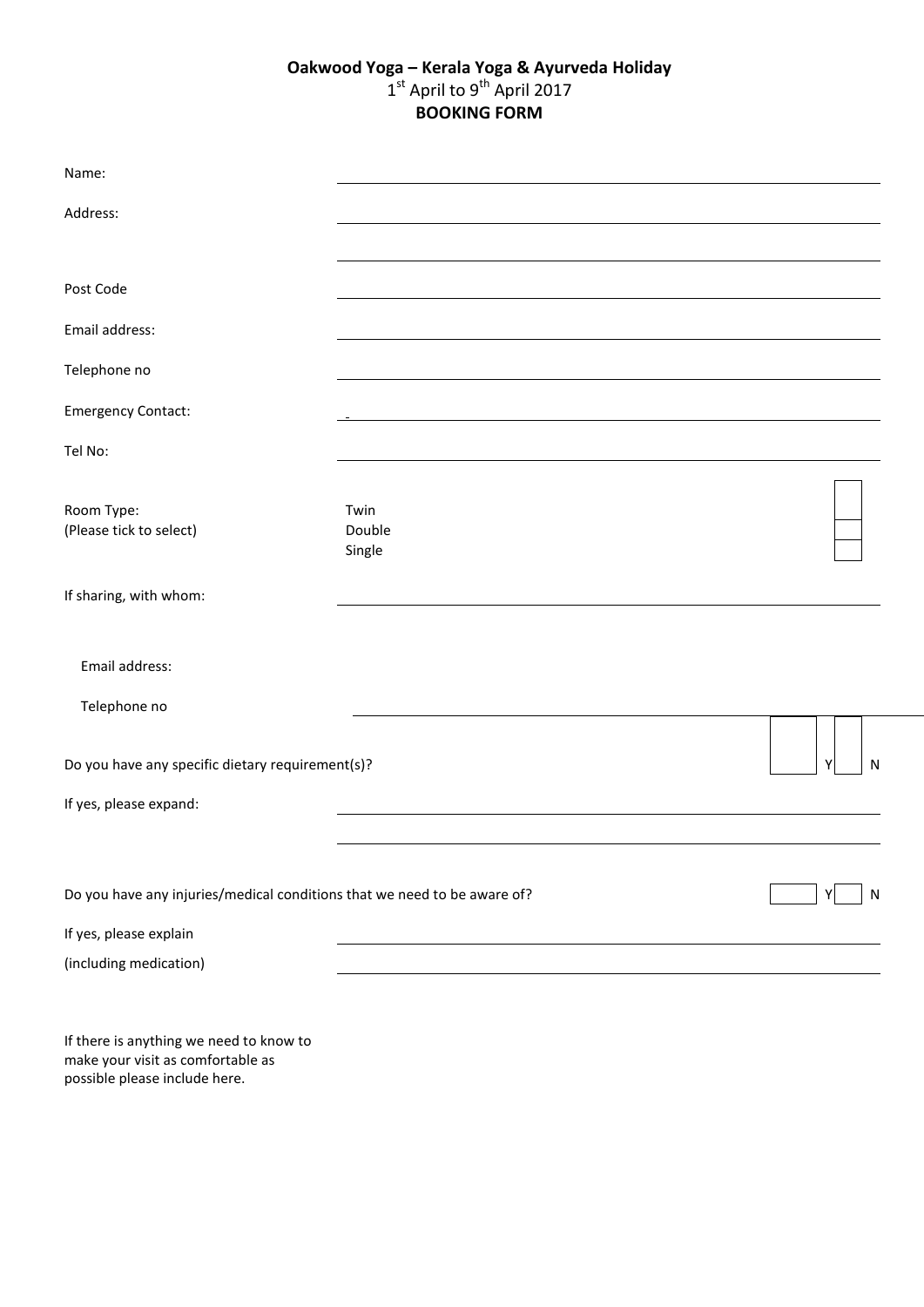**Oakwood Yoga – Kerala Yoga & Ayurveda Holiday**

1st April to 9th April 2017

**BOOKING FORM**

Name: ______________________________

Address: ______________________________

______________________________

Post Code ______________________________

Email address: ______________________________

Telephone no ______________________________

Emergency Contact: ______________________________

Tel No: ______________________________

Room Type: (Please tick to select)

- Twin ☐
- Double ☐
- Single ☐

If sharing, with whom: ______________________________

Email address:

Telephone no ______________________________

Do you have any specific dietary requirement(s)? ☐ Y ☐ N

If yes, please expand: ______________________________

______________________________

Do you have any injuries/medical conditions that we need to be aware of? ☐ Y ☐ N

If yes, please explain ______________________________

(including medication) ______________________________

If there is anything we need to know to make your visit as comfortable as possible please include here.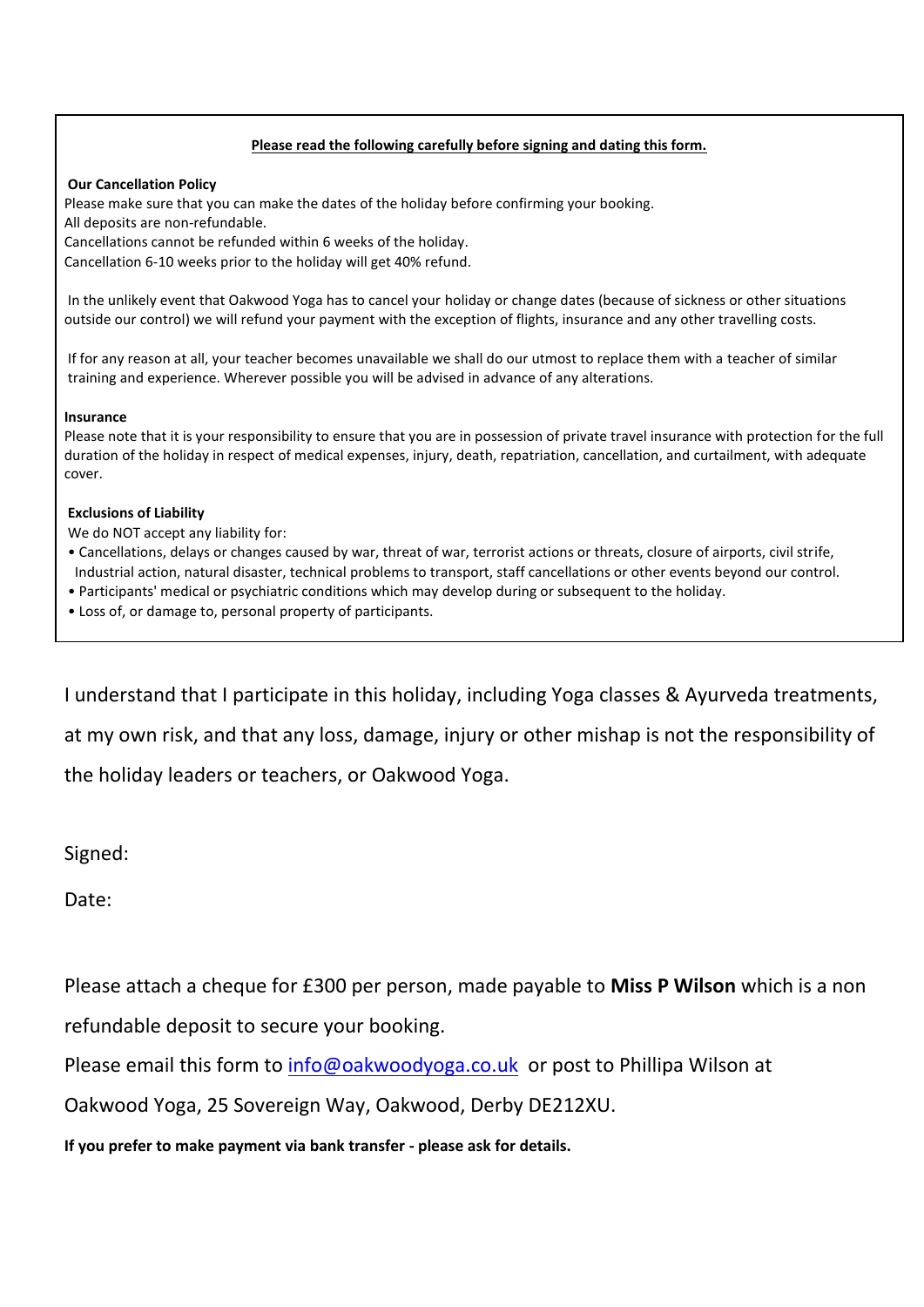**Please read the following carefully before signing and dating this form.**

**Our Cancellation Policy**

Please make sure that you can make the dates of the holiday before confirming your booking.
All deposits are non-refundable.
Cancellations cannot be refunded within 6 weeks of the holiday.
Cancellation 6-10 weeks prior to the holiday will get 40% refund.

In the unlikely event that Oakwood Yoga has to cancel your holiday or change dates (because of sickness or other situations outside our control) we will refund your payment with the exception of flights, insurance and any other travelling costs.

If for any reason at all, your teacher becomes unavailable we shall do our utmost to replace them with a teacher of similar training and experience. Wherever possible you will be advised in advance of any alterations.

**Insurance**

Please note that it is your responsibility to ensure that you are in possession of private travel insurance with protection for the full duration of the holiday in respect of medical expenses, injury, death, repatriation, cancellation, and curtailment, with adequate cover.

**Exclusions of Liability**

We do NOT accept any liability for:

- Cancellations, delays or changes caused by war, threat of war, terrorist actions or threats, closure of airports, civil strife, Industrial action, natural disaster, technical problems to transport, staff cancellations or other events beyond our control.
- Participants' medical or psychiatric conditions which may develop during or subsequent to the holiday.
- Loss of, or damage to, personal property of participants.

I understand that I participate in this holiday, including Yoga classes & Ayurveda treatments, at my own risk, and that any loss, damage, injury or other mishap is not the responsibility of the holiday leaders or teachers, or Oakwood Yoga.

Signed:

Date:

Please attach a cheque for £300 per person, made payable to **Miss P Wilson** which is a non refundable deposit to secure your booking.

Please email this form to info@oakwoodyoga.co.uk or post to Phillipa Wilson at Oakwood Yoga, 25 Sovereign Way, Oakwood, Derby DE212XU.

**If you prefer to make payment via bank transfer - please ask for details.**